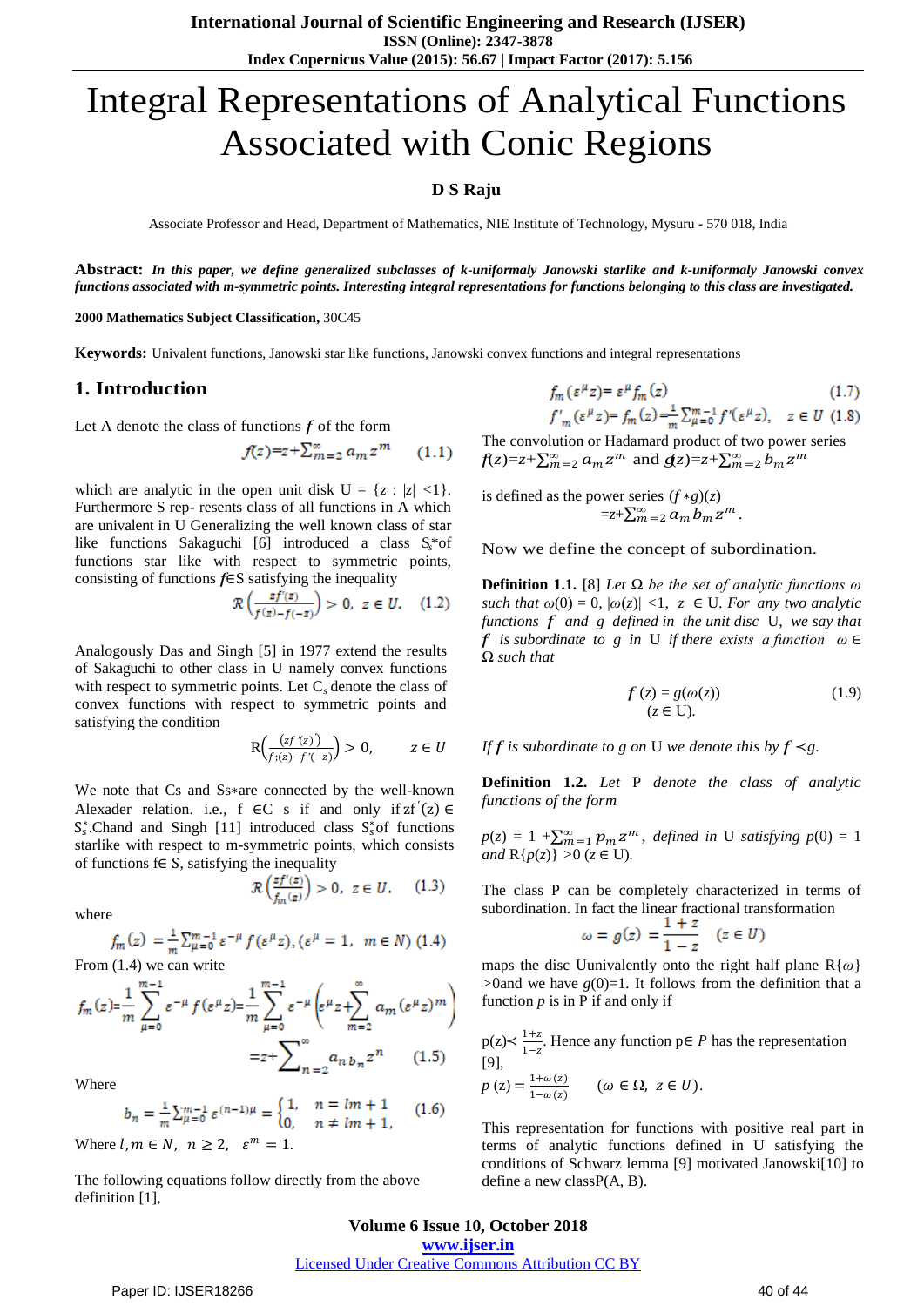# Integral Representations of Analytical Functions Associated with Conic Regions

**D S Raju**

Associate Professor and Head, Department of Mathematics, NIE Institute of Technology, Mysuru - 570 018, India

**Abstract:** ***In this paper, we define generalized subclasses of k-uniformaly Janowski starlike and k-uniformaly Janowski convex functions associated with m-symmetric points. Interesting integral representations for functions belonging to this class are investigated.***

**2000 Mathematics Subject Classification,** 30C45

**Keywords:** Univalent functions, Janowski star like functions, Janowski convex functions and integral representations

## 1. Introduction

Let A denote the class of functions $f$ of the form

$$f(z)=z+\sum_{m=2}^{\infty} a_m z^m \quad (1.1)$$

which are analytic in the open unit disk U = {$z$ : |$z$| <1}. Furthermore S rep- resents class of all functions in A which are univalent in U Generalizing the well known class of star like functions Sakaguchi [6] introduced a class $S_s^*$of functions star like with respect to symmetric points, consisting of functions $f$∈S satisfying the inequality

$$\mathcal{R}\left(\frac{zf'(z)}{f(z)-f(-z)}\right) > 0, \; z \in U. \quad (1.2)$$

Analogously Das and Singh [5] in 1977 extend the results of Sakaguchi to other class in U namely convex functions with respect to symmetric points. Let $C_s$ denote the class of convex functions with respect to symmetric points and satisfying the condition

$$\mathrm{R}\left(\frac{(zf'(z))'}{f_{;}(z)-f'(-z)}\right) > 0, \qquad z \in U$$

We note that Cs and Ss∗are connected by the well-known Alexader relation. i.e., f ∈C s if and only if $zf'(z) \in S_s^*$.Chand and Singh [11] introduced class $S_s^*$of functions starlike with respect to m-symmetric points, which consists of functions f∈ S, satisfying the inequality

$$\mathcal{R}\left(\frac{zf'(z)}{f_m(z)}\right) > 0, \; z \in U. \quad (1.3)$$

where

$$f_m(z) = \frac{1}{m}\sum_{\mu=0}^{m-1} \varepsilon^{-\mu} f(\varepsilon^{\mu} z), (\varepsilon^{\mu}=1, \; m \in N) \; (1.4)$$

From (1.4) we can write

$$f_m(z)=\frac{1}{m}\sum_{\mu=0}^{m-1} \varepsilon^{-\mu} f(\varepsilon^{\mu} z)=\frac{1}{m}\sum_{\mu=0}^{m-1} \varepsilon^{-\mu}\left(\varepsilon^{\mu} z+\sum_{m=2}^{\infty} a_m (\varepsilon^{\mu} z)^m\right)$$

$$=z+\sum_{n=2}^{\infty} a_n b_n z^n \quad (1.5)$$

Where

$$b_n = \frac{1}{m}\sum_{\mu=0}^{m-1} \varepsilon^{(n-1)\mu} = \begin{cases} 1, & n = lm+1 \\ 0, & n \neq lm+1, \end{cases} \quad (1.6)$$

Where $l, m \in N, \; n \geq 2, \; \varepsilon^m = 1.$

The following equations follow directly from the above definition [1],

$$f_m(\varepsilon^{\mu} z)= \varepsilon^{\mu} f_m(z) \quad (1.7)$$

$$f'_m(\varepsilon^{\mu} z)= f_m(z)=\frac{1}{m}\sum_{\mu=0}^{m-1} f'(\varepsilon^{\mu} z), \quad z \in U \; (1.8)$$

The convolution or Hadamard product of two power series $f(z)=z+\sum_{m=2}^{\infty} a_m z^m$ and $g(z)=z+\sum_{m=2}^{\infty} b_m z^m$

is defined as the power series $(f*g)(z)$
$=z+\sum_{m=2}^{\infty} a_m b_m z^m$.

Now we define the concept of subordination.

**Definition 1.1.** [8] *Let Ω be the set of analytic functions ω such that ω(0) = 0, |ω(z)| <1, z ∈ U. For any two analytic functions f and g defined in the unit disc U, we say that f is subordinate to g in U if there exists a function ω ∈ Ω such that*

$$f(z) = g(\omega(z)) \quad (1.9)$$
$$(z \in U).$$

*If f is subordinate to g on U we denote this by f ≺g.*

**Definition 1.2.** *Let P denote the class of analytic functions of the form*

*$p(z) = 1 +\sum_{m=1}^{\infty} p_m z^m$, defined in U satisfying p(0) = 1 and R{p(z)} >0 (z ∈ U).*

The class P can be completely characterized in terms of subordination. In fact the linear fractional transformation

$$\omega = g(z) = \frac{1+z}{1-z} \quad (z \in U)$$

maps the disc Uunivalently onto the right half plane R{$\omega$} >0and we have $g$(0)=1. It follows from the definition that a function $p$ is in P if and only if

$p(z) \prec \frac{1+z}{1-z}$. Hence any function p∈ $P$ has the representation [9],

$$p(z) = \frac{1+\omega(z)}{1-\omega(z)} \qquad (\omega \in \Omega, \; z \in U).$$

This representation for functions with positive real part in terms of analytic functions defined in U satisfying the conditions of Schwarz lemma [9] motivated Janowski[10] to define a new classP(A, B).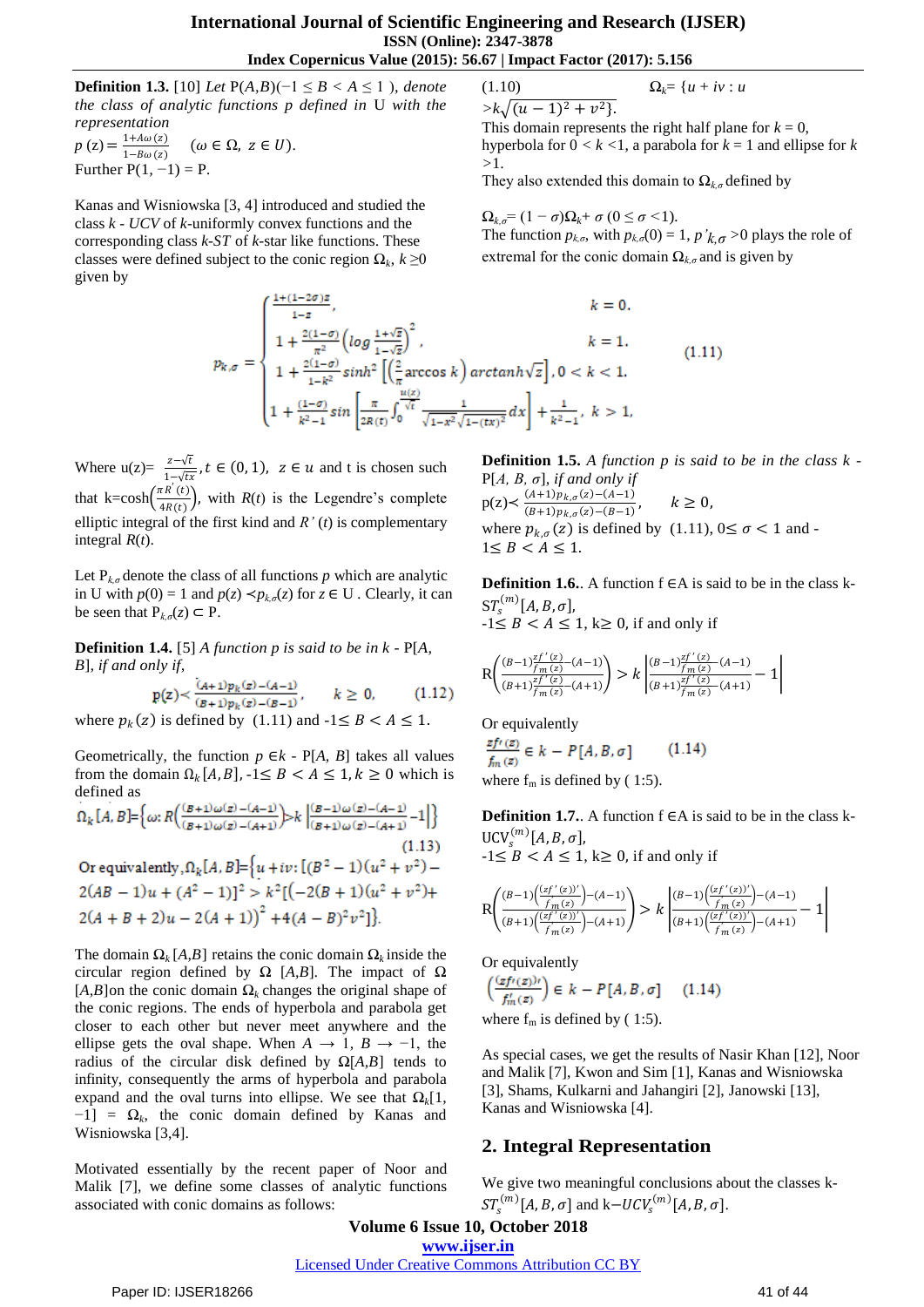**Definition 1.3.** [10] *Let* P$(A,B)(-1 \le B < A \le 1$ ), *denote the class of analytic functions p defined in* U *with the representation*

$$p(z) = \frac{1+A\omega(z)}{1-B\omega(z)} \quad (\omega \in \Omega,\ z \in U).$$

Further P$(1, -1)$ = P.

Kanas and Wisniowska [3, 4] introduced and studied the class *k - UCV* of *k*-uniformly convex functions and the corresponding class *k-ST* of *k*-star like functions. These classes were defined subject to the conic region $\Omega_k$, $k \ge 0$ given by

(1.10) $\Omega_k = \{u + iv : u > k\sqrt{(u-1)^2 + v^2}\}$.

This domain represents the right half plane for $k = 0$, hyperbola for $0 < k < 1$, a parabola for $k = 1$ and ellipse for $k > 1$.

They also extended this domain to $\Omega_{k,\sigma}$ defined by

$\Omega_{k,\sigma} = (1 - \sigma)\Omega_k + \sigma$ $(0 \le \sigma < 1)$.

The function $p_{k,\sigma}$, with $p_{k,\sigma}(0) = 1$, $p'_{k,\sigma} > 0$ plays the role of extremal for the conic domain $\Omega_{k,\sigma}$ and is given by

$$p_{k,\sigma} = \begin{cases} \frac{1+(1-2\sigma)z}{1-z}, & k = 0. \\ 1 + \frac{2(1-\sigma)}{\pi^2}\left(\log \frac{1+\sqrt{z}}{1-\sqrt{z}}\right)^2, & k = 1. \\ 1 + \frac{2(1-\sigma)}{1-k^2}\sinh^2\left[\left(\frac{2}{\pi}\arccos k\right)\operatorname{arctanh}\sqrt{z}\right], & 0 < k < 1. \\ 1 + \frac{(1-\sigma)}{k^2-1}\sin\left[\frac{\pi}{2R(t)}\int_0^{\frac{u(z)}{\sqrt{t}}} \frac{1}{\sqrt{1-x^2}\sqrt{1-(tx)^2}}dx\right] + \frac{1}{k^2-1}, & k > 1, \end{cases} \quad (1.11)$$

Where $u(z) = \frac{z-\sqrt{t}}{1-\sqrt{tz}}$, $t \in (0, 1)$, $z \in u$ and t is chosen such that $k = \cosh\left(\frac{\pi R'(t)}{4R(t)}\right)$, with $R(t)$ is the Legendre's complete elliptic integral of the first kind and $R'(t)$ is complementary integral $R(t)$.

Let $P_{k,\sigma}$ denote the class of all functions *p* which are analytic in U with $p(0) = 1$ and $p(z) \prec p_{k,\sigma}(z)$ for $z \in$ U . Clearly, it can be seen that $P_{k,\sigma}(z) \subset$ P.

**Definition 1.4.** [5] *A function p is said to be in k* - P[*A, B*], *if and only if*,

$$p(z) \prec \frac{(A+1)p_k(z)-(A-1)}{(B+1)p_k(z)-(B-1)}, \quad k \ge 0, \quad (1.12)$$

where $p_k(z)$ is defined by (1.11) and $-1 \le B < A \le 1$.

Geometrically, the function $p \in k$ - P[*A, B*] takes all values from the domain $\Omega_k[A, B]$, $-1 \le B < A \le 1$, $k \ge 0$ which is defined as

$$\Omega_k[A,B] = \left\{\omega : R\left(\frac{(B+1)\omega(z)-(A-1)}{(B+1)\omega(z)-(A+1)}\right) > k\left|\frac{(B-1)\omega(z)-(A-1)}{(B+1)\omega(z)-(A+1)} - 1\right|\right\} \quad (1.13)$$

Or equivalently, $\Omega_k[A,B] = \{u + iv : [(B^2 - 1)(u^2 + v^2) - 2(AB - 1)u + (A^2 - 1)]^2 > k^2[(-2(B + 1)(u^2 + v^2) + 2(A + B + 2)u - 2(A + 1))^2 + 4(A - B)^2v^2]\}$.

The domain $\Omega_k[A,B]$ retains the conic domain $\Omega_k$ inside the circular region defined by $\Omega$ [*A,B*]. The impact of $\Omega$ [*A,B*]on the conic domain $\Omega_k$ changes the original shape of the conic regions. The ends of hyperbola and parabola get closer to each other but never meet anywhere and the ellipse gets the oval shape. When $A \to 1$, $B \to -1$, the radius of the circular disk defined by $\Omega[A,B]$ tends to infinity, consequently the arms of hyperbola and parabola expand and the oval turns into ellipse. We see that $\Omega_k[1, -1] = \Omega_k$, the conic domain defined by Kanas and Wisniowska [3,4].

Motivated essentially by the recent paper of Noor and Malik [7], we define some classes of analytic functions associated with conic domains as follows:

**Definition 1.5.** *A function p is said to be in the class k* - P[*A, B, σ*], *if and only if*

$$p(z) \prec \frac{(A+1)p_{k,\sigma}(z)-(A-1)}{(B+1)p_{k,\sigma}(z)-(B-1)}, \quad k \ge 0,$$

where $p_{k,\sigma}(z)$ is defined by (1.11), $0 \le \sigma < 1$ and $-1 \le B < A \le 1$.

**Definition 1.6.**. A function $f \in A$ is said to be in the class k-$ST_s^{(m)}[A, B, \sigma]$, $-1 \le B < A \le 1$, $k \ge 0$, if and only if

$$R\left(\frac{(B-1)\frac{zf'(z)}{f_m(z)}-(A-1)}{(B+1)\frac{zf'(z)}{f_m(z)}-(A+1)}\right) > k\left|\frac{(B-1)\frac{zf'(z)}{f_m(z)}-(A-1)}{(B+1)\frac{zf'(z)}{f_m(z)}-(A+1)} - 1\right|$$

Or equivalently

$$\frac{zf'(z)}{f_m(z)} \in k - P[A, B, \sigma] \quad (1.14)$$

where $f_m$ is defined by ( 1:5).

**Definition 1.7.**. A function $f \in A$ is said to be in the class k-$UCV_s^{(m)}[A, B, \sigma]$, $-1 \le B < A \le 1$, $k \ge 0$, if and only if

$$R\left(\frac{(B-1)\left(\frac{(zf'(z))'}{f'_m(z)}\right)-(A-1)}{(B+1)\left(\frac{(zf'(z))'}{f'_m(z)}\right)-(A+1)}\right) > k\left|\frac{(B-1)\left(\frac{(zf'(z))'}{f'_m(z)}\right)-(A-1)}{(B+1)\left(\frac{(zf'(z))'}{f'_m(z)}\right)-(A+1)} - 1\right|$$

Or equivalently

$$\left(\frac{(zf'(z))'}{f'_m(z)}\right) \in k - P[A, B, \sigma] \quad (1.14)$$

where $f_m$ is defined by ( 1:5).

As special cases, we get the results of Nasir Khan [12], Noor and Malik [7], Kwon and Sim [1], Kanas and Wisniowska [3], Shams, Kulkarni and Jahangiri [2], Janowski [13], Kanas and Wisniowska [4].

## 2. Integral Representation

We give two meaningful conclusions about the classes k-$ST_s^{(m)}[A, B, \sigma]$ and k$-UCV_s^{(m)}[A, B, \sigma]$.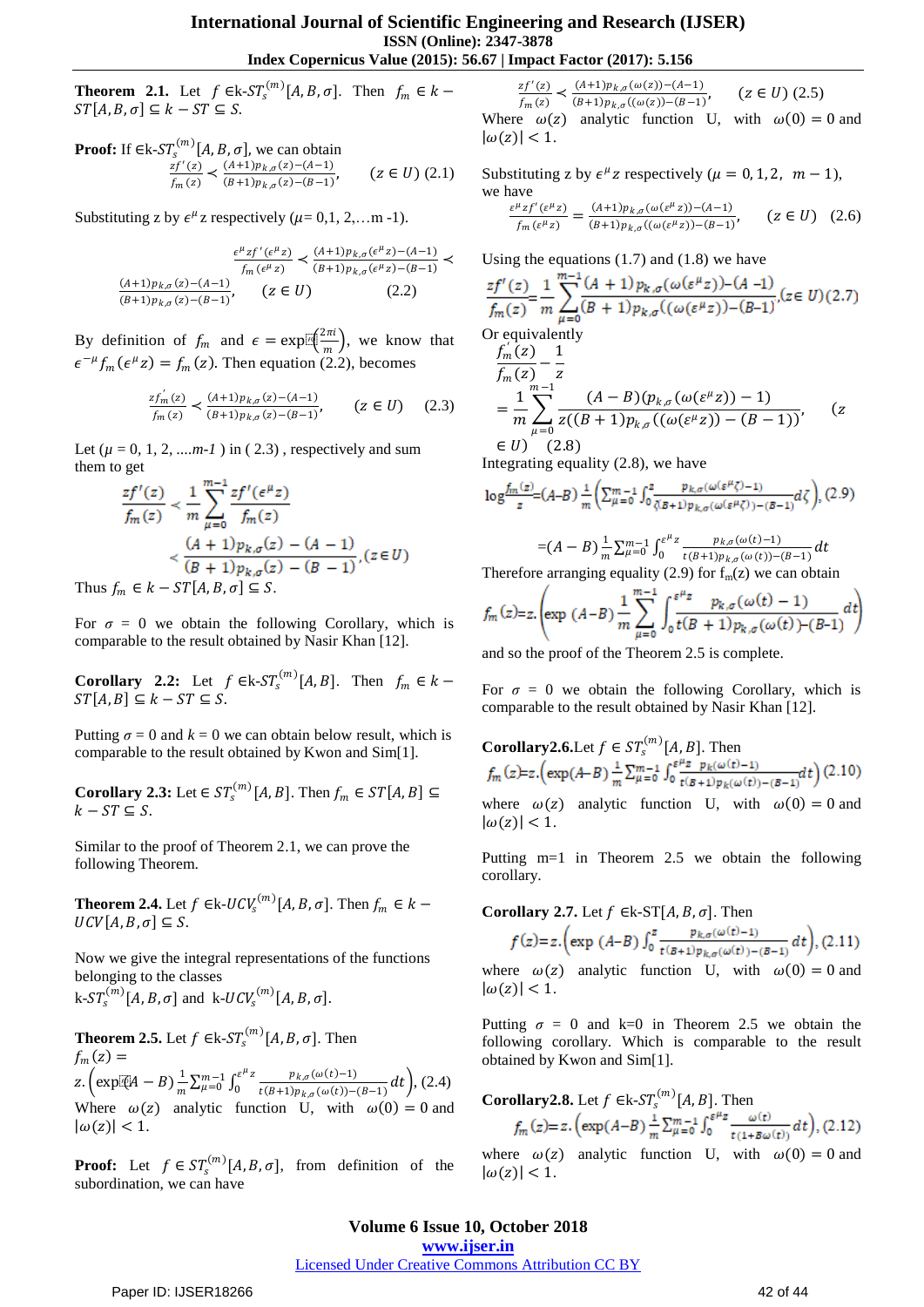**Theorem 2.1.** Let $f \in$k-$ST_s^{(m)}[A,B,\sigma]$. Then $f_m \in k-ST[A,B,\sigma] \subseteq k-ST \subseteq S$.

**Proof:** If $\in$k-$ST_s^{(m)}[A,B,\sigma]$, we can obtain

$$\frac{zf'(z)}{f_m(z)} \prec \frac{(A+1)p_{k,\sigma}(z)-(A-1)}{(B+1)p_{k,\sigma}(z)-(B-1)}, \qquad (z \in U) \ (2.1)$$

Substituting z by $\epsilon^{\mu}$z respectively ($\mu$= 0,1, 2,…m -1).

$$\frac{\epsilon^{\mu} zf'(\epsilon^{\mu} z)}{f_m(\epsilon^{\mu} z)} \prec \frac{(A+1)p_{k,\sigma}(\epsilon^{\mu} z)-(A-1)}{(B+1)p_{k,\sigma}(\epsilon^{\mu} z)-(B-1)} \prec \frac{(A+1)p_{k,\sigma}(z)-(A-1)}{(B+1)p_{k,\sigma}(z)-(B-1)}, \qquad (z \in U) \qquad (2.2)$$

By definition of $f_m$ and $\epsilon = \exp\left(\frac{2\pi i}{m}\right)$, we know that $\epsilon^{-\mu} f_m(\epsilon^{\mu} z) = f_m(z)$. Then equation (2.2), becomes

$$\frac{zf_m'(z)}{f_m(z)} \prec \frac{(A+1)p_{k,\sigma}(z)-(A-1)}{(B+1)p_{k,\sigma}(z)-(B-1)}, \qquad (z \in U) \qquad (2.3)$$

Let ($\mu$ = 0, 1, 2, ....*m-1* ) in ( 2.3) , respectively and sum them to get

$$\frac{zf'(z)}{f_m(z)} \prec \frac{1}{m}\sum_{\mu=0}^{m-1} \frac{zf'(\epsilon^{\mu} z)}{f_m(z)} \prec \frac{(A+1)p_{k,\sigma}(z)-(A-1)}{(B+1)p_{k,\sigma}(z)-(B-1)}, (z \in U)$$

Thus $f_m \in k-ST[A,B,\sigma] \subseteq S$.

For $\sigma = 0$ we obtain the following Corollary, which is comparable to the result obtained by Nasir Khan [12].

**Corollary 2.2:** Let $f \in$k-$ST_s^{(m)}[A,B]$. Then $f_m \in k-ST[A,B] \subseteq k-ST \subseteq S$.

Putting $\sigma = 0$ and $k = 0$ we can obtain below result, which is comparable to the result obtained by Kwon and Sim[1].

**Corollary 2.3:** Let $\in ST_s^{(m)}[A,B]$. Then $f_m \in ST[A,B] \subseteq k-ST \subseteq S$.

Similar to the proof of Theorem 2.1, we can prove the following Theorem.

**Theorem 2.4.** Let $f \in$k-$UCV_s^{(m)}[A,B,\sigma]$. Then $f_m \in k-UCV[A,B,\sigma] \subseteq S$.

Now we give the integral representations of the functions belonging to the classes k-$ST_s^{(m)}[A,B,\sigma]$ and k-$UCV_s^{(m)}[A,B,\sigma]$.

**Theorem 2.5.** Let $f \in$k-$ST_s^{(m)}[A,B,\sigma]$. Then

$$f_m(z) = z.\left(\exp(A-B)\frac{1}{m}\sum_{\mu=0}^{m-1}\int_0^{\epsilon^{\mu} z}\frac{p_{k,\sigma}(\omega(t)-1)}{t(B+1)p_{k,\sigma}(\omega(t))-(B-1)}dt\right), (2.4)$$

Where $\omega(z)$ analytic function U, with $\omega(0) = 0$ and $|\omega(z)| < 1$.

**Proof:** Let $f \in ST_s^{(m)}[A,B,\sigma]$, from definition of the subordination, we can have

$$\frac{zf'(z)}{f_m(z)} \prec \frac{(A+1)p_{k,\sigma}(\omega(z))-(A-1)}{(B+1)p_{k,\sigma}((\omega(z))-(B-1)}, \qquad (z \in U) \ (2.5)$$

Where $\omega(z)$ analytic function U, with $\omega(0) = 0$ and $|\omega(z)| < 1$.

Substituting z by $\epsilon^{\mu} z$ respectively ($\mu = 0, 1, 2, \ m-1$), we have

$$\frac{\epsilon^{\mu} zf'(\epsilon^{\mu} z)}{f_m(\epsilon^{\mu} z)} = \frac{(A+1)p_{k,\sigma}(\omega(\epsilon^{\mu} z))-(A-1)}{(B+1)p_{k,\sigma}((\omega(\epsilon^{\mu} z))-(B-1)}, \qquad (z \in U) \quad (2.6)$$

Using the equations (1.7) and (1.8) we have

$$\frac{zf'(z)}{f_m(z)} = \frac{1}{m}\sum_{\mu=0}^{m-1}\frac{(A+1)p_{k,\sigma}(\omega(\epsilon^{\mu} z))-(A-1)}{(B+1)p_{k,\sigma}((\omega(\epsilon^{\mu} z))-(B-1)}, (z \in U) (2.7)$$

Or equivalently

$$\frac{f_m'(z)}{f_m(z)} - \frac{1}{z} = \frac{1}{m}\sum_{\mu=0}^{m-1}\frac{(A-B)(p_{k,\sigma}(\omega(\epsilon^{\mu} z))-1)}{z((B+1)p_{k,\sigma}((\omega(\epsilon^{\mu} z))-(B-1))}, \quad (z \in U) \quad (2.8)$$

Integrating equality (2.8), we have

$$\log\frac{f_m(z)}{z} = (A-B)\frac{1}{m}\left(\sum_{\mu=0}^{m-1}\int_0^z \frac{p_{k,\sigma}(\omega(\epsilon^{\mu}\zeta)-1)}{\zeta(B+1)p_{k,\sigma}(\omega(\epsilon^{\mu}\zeta))-(B-1)}d\zeta\right), (2.9)$$

$$= (A-B)\frac{1}{m}\sum_{\mu=0}^{m-1}\int_0^{\epsilon^{\mu} z}\frac{p_{k,\sigma}(\omega(t)-1)}{t(B+1)p_{k,\sigma}(\omega(t))-(B-1)}dt$$

Therefore arranging equality (2.9) for $f_m(z)$ we can obtain

$$f_m(z) = z.\left(\exp(A-B)\frac{1}{m}\sum_{\mu=0}^{m-1}\int_0^{\epsilon^{\mu} z}\frac{p_{k,\sigma}(\omega(t)-1)}{t(B+1)p_{k,\sigma}(\omega(t))-(B-1)}dt\right)$$

and so the proof of the Theorem 2.5 is complete.

For $\sigma = 0$ we obtain the following Corollary, which is comparable to the result obtained by Nasir Khan [12].

**Corollary2.6.**Let $f \in ST_s^{(m)}[A,B]$. Then

$$f_m(z) = z.\left(\exp(A-B)\frac{1}{m}\sum_{\mu=0}^{m-1}\int_0^{\epsilon^{\mu} z}\frac{p_k(\omega(t)-1)}{t(B+1)p_k(\omega(t))-(B-1)}dt\right) (2.10)$$

where $\omega(z)$ analytic function U, with $\omega(0) = 0$ and $|\omega(z)| < 1$.

Putting m=1 in Theorem 2.5 we obtain the following corollary.

**Corollary 2.7.** Let $f \in$k-ST$[A,B,\sigma]$. Then

$$f(z) = z.\left(\exp(A-B)\int_0^z \frac{p_{k,\sigma}(\omega(t)-1)}{t(B+1)p_{k,\sigma}(\omega(t))-(B-1)}dt\right), (2.11)$$

where $\omega(z)$ analytic function U, with $\omega(0) = 0$ and $|\omega(z)| < 1$.

Putting $\sigma = 0$ and k=0 in Theorem 2.5 we obtain the following corollary. Which is comparable to the result obtained by Kwon and Sim[1].

**Corollary2.8.** Let $f \in$k-$ST_s^{(m)}[A,B]$. Then

$$f_m(z) = z.\left(\exp(A-B)\frac{1}{m}\sum_{\mu=0}^{m-1}\int_0^{\epsilon^{\mu} z}\frac{\omega(t)}{t(1+B\omega(t))}dt\right), (2.12)$$

where $\omega(z)$ analytic function U, with $\omega(0) = 0$ and $|\omega(z)| < 1$.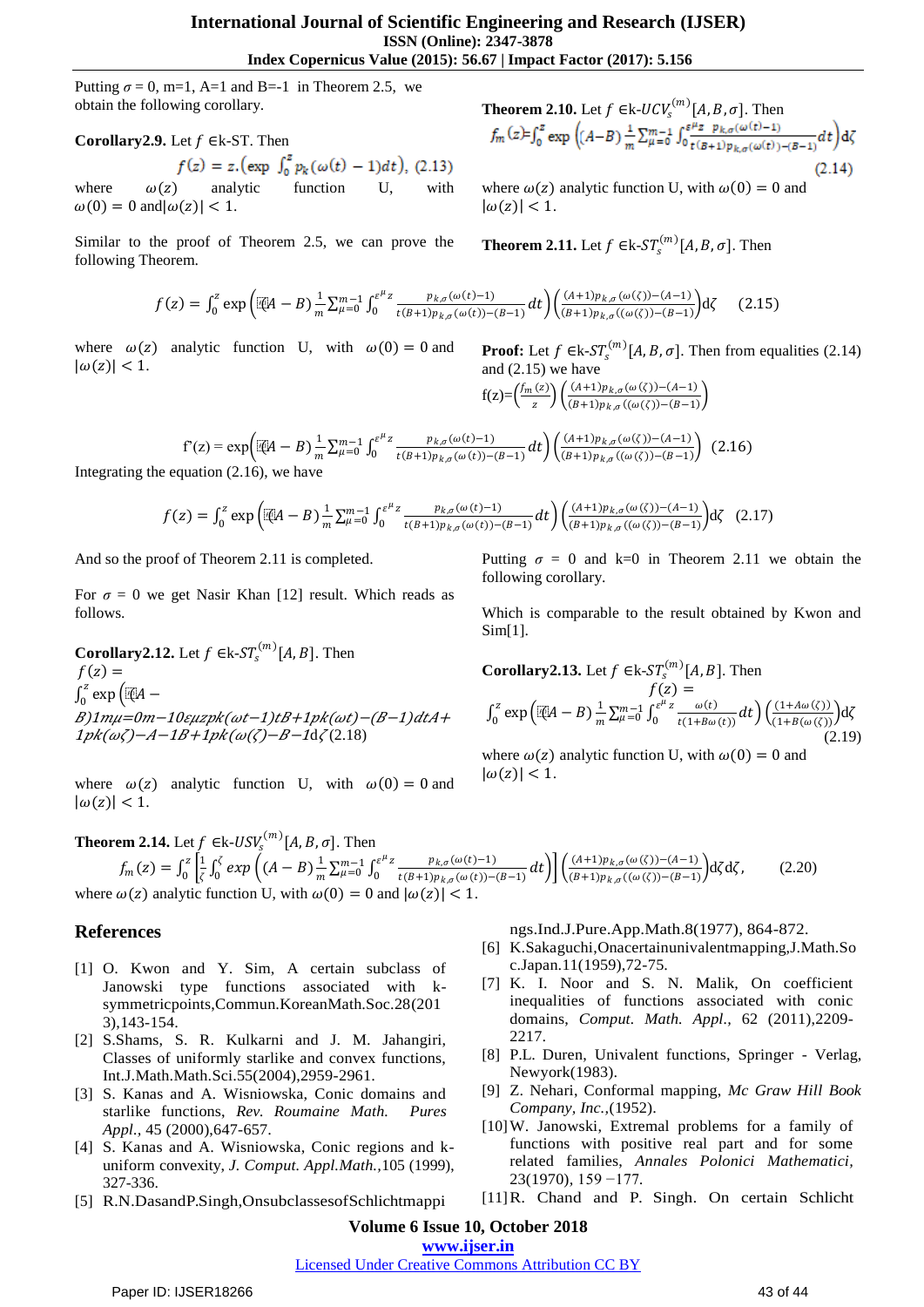Putting $\sigma = 0$, m=1, A=1 and B=-1 in Theorem 2.5, we obtain the following corollary.

**Corollary2.9.** Let $f \in$k-ST. Then

$$f(z) = z.\left(\exp \int_0^z p_k(\omega(t) - 1)dt\right), \quad (2.13)$$

where $\omega(z)$ analytic function U, with $\omega(0) = 0$ and $|\omega(z)| < 1$.

Similar to the proof of Theorem 2.5, we can prove the following Theorem.

**Theorem 2.10.** Let $f \in$k-$UCV_s^{(m)}[A,B,\sigma]$. Then

$$f_m(z) = \int_0^z \exp\left((A-B)\frac{1}{m}\sum_{\mu=0}^{m-1}\int_0^{\varepsilon^{\mu}z}\frac{p_{k,\sigma}(\omega(t)-1)}{t(B+1)p_{k,\sigma}(\omega(t))-(B-1)}dt\right)d\zeta \quad (2.14)$$

where $\omega(z)$ analytic function U, with $\omega(0) = 0$ and $|\omega(z)| < 1$.

**Theorem 2.11.** Let $f \in$k-$ST_s^{(m)}[A,B,\sigma]$. Then

$$f(z) = \int_0^z \exp\left((A-B)\frac{1}{m}\sum_{\mu=0}^{m-1}\int_0^{\varepsilon^{\mu}z}\frac{p_{k,\sigma}(\omega(t)-1)}{t(B+1)p_{k,\sigma}(\omega(t))-(B-1)}dt\right)\left(\frac{(A+1)p_{k,\sigma}(\omega(\zeta))-(A-1)}{(B+1)p_{k,\sigma}((\omega(\zeta))-(B-1)}\right)d\zeta \quad (2.15)$$

where $\omega(z)$ analytic function U, with $\omega(0) = 0$ and $|\omega(z)| < 1$.

**Proof:** Let $f \in$k-$ST_s^{(m)}[A,B,\sigma]$. Then from equalities (2.14) and (2.15) we have

$$f(z) = \left(\frac{f_m(z)}{z}\right)\left(\frac{(A+1)p_{k,\sigma}(\omega(\zeta))-(A-1)}{(B+1)p_{k,\sigma}((\omega(\zeta))-(B-1)}\right)$$

$$f'(z) = \exp\left((A-B)\frac{1}{m}\sum_{\mu=0}^{m-1}\int_0^{\varepsilon^{\mu}z}\frac{p_{k,\sigma}(\omega(t)-1)}{t(B+1)p_{k,\sigma}(\omega(t))-(B-1)}dt\right)\left(\frac{(A+1)p_{k,\sigma}(\omega(\zeta))-(A-1)}{(B+1)p_{k,\sigma}((\omega(\zeta))-(B-1)}\right) \quad (2.16)$$

Integrating the equation (2.16), we have

$$f(z) = \int_0^z \exp\left((A-B)\frac{1}{m}\sum_{\mu=0}^{m-1}\int_0^{\varepsilon^{\mu}z}\frac{p_{k,\sigma}(\omega(t)-1)}{t(B+1)p_{k,\sigma}(\omega(t))-(B-1)}dt\right)\left(\frac{(A+1)p_{k,\sigma}(\omega(\zeta))-(A-1)}{(B+1)p_{k,\sigma}((\omega(\zeta))-(B-1)}\right)d\zeta \quad (2.17)$$

And so the proof of Theorem 2.11 is completed.

For $\sigma = 0$ we get Nasir Khan [12] result. Which reads as follows.

**Corollary2.12.** Let $f \in$k-$ST_s^{(m)}[A,B]$. Then

$f(z) =$
$\int_0^z \exp\big((A-$
B)1mμ=0m−10εμzpk(ωt−1)tB+1pk(ωt)−(B−1)dtA+1pk(ωζ)−A−1B+1pk(ω(ζ)−B−1dζ (2.18)

where $\omega(z)$ analytic function U, with $\omega(0) = 0$ and $|\omega(z)| < 1$.

Putting $\sigma = 0$ and k=0 in Theorem 2.11 we obtain the following corollary.

Which is comparable to the result obtained by Kwon and Sim[1].

**Corollary2.13.** Let $f \in$k-$ST_s^{(m)}[A,B]$. Then

$$f(z) = \int_0^z \exp\left((A-B)\frac{1}{m}\sum_{\mu=0}^{m-1}\int_0^{\varepsilon^{\mu}z}\frac{\omega(t)}{t(1+B\omega(t))}dt\right)\left(\frac{(1+A\omega(\zeta))}{(1+B(\omega(\zeta))}\right)d\zeta \quad (2.19)$$

where $\omega(z)$ analytic function U, with $\omega(0) = 0$ and $|\omega(z)| < 1$.

**Theorem 2.14.** Let $f \in$k-$USV_s^{(m)}[A,B,\sigma]$. Then

$$f_m(z) = \int_0^z \left[\frac{1}{\zeta}\int_0^{\zeta} \exp\left((A-B)\frac{1}{m}\sum_{\mu=0}^{m-1}\int_0^{\varepsilon^{\mu}z}\frac{p_{k,\sigma}(\omega(t)-1)}{t(B+1)p_{k,\sigma}(\omega(t))-(B-1)}dt\right)\right]\left(\frac{(A+1)p_{k,\sigma}(\omega(\zeta))-(A-1)}{(B+1)p_{k,\sigma}((\omega(\zeta))-(B-1)}\right)d\zeta d\zeta, \quad (2.20)$$

where $\omega(z)$ analytic function U, with $\omega(0) = 0$ and $|\omega(z)| < 1$.

## References

[1] O. Kwon and Y. Sim, A certain subclass of Janowski type functions associated with k-symmetricpoints,Commun.KoreanMath.Soc.28(2013),143-154.

[2] S.Shams, S. R. Kulkarni and J. M. Jahangiri, Classes of uniformly starlike and convex functions, Int.J.Math.Math.Sci.55(2004),2959-2961.

[3] S. Kanas and A. Wisniowska, Conic domains and starlike functions, *Rev. Roumaine Math. Pures Appl.*, 45 (2000),647-657.

[4] S. Kanas and A. Wisniowska, Conic regions and k-uniform convexity, *J. Comput. Appl.Math.*,105 (1999), 327-336.

[5] R.N.DasandP.Singh,OnsubclassesofSchlichtmappings.Ind.J.Pure.App.Math.8(1977), 864-872.

[6] K.Sakaguchi,Onacertainunivalentmapping,J.Math.Soc.Japan.11(1959),72-75.

[7] K. I. Noor and S. N. Malik, On coefficient inequalities of functions associated with conic domains, *Comput. Math. Appl.*, 62 (2011),2209-2217.

[8] P.L. Duren, Univalent functions, Springer - Verlag, Newyork(1983).

[9] Z. Nehari, Conformal mapping, *Mc Graw Hill Book Company, Inc.*,(1952).

[10] W. Janowski, Extremal problems for a family of functions with positive real part and for some related families, *Annales Polonici Mathematici*, 23(1970), 159 −177.

[11] R. Chand and P. Singh. On certain Schlicht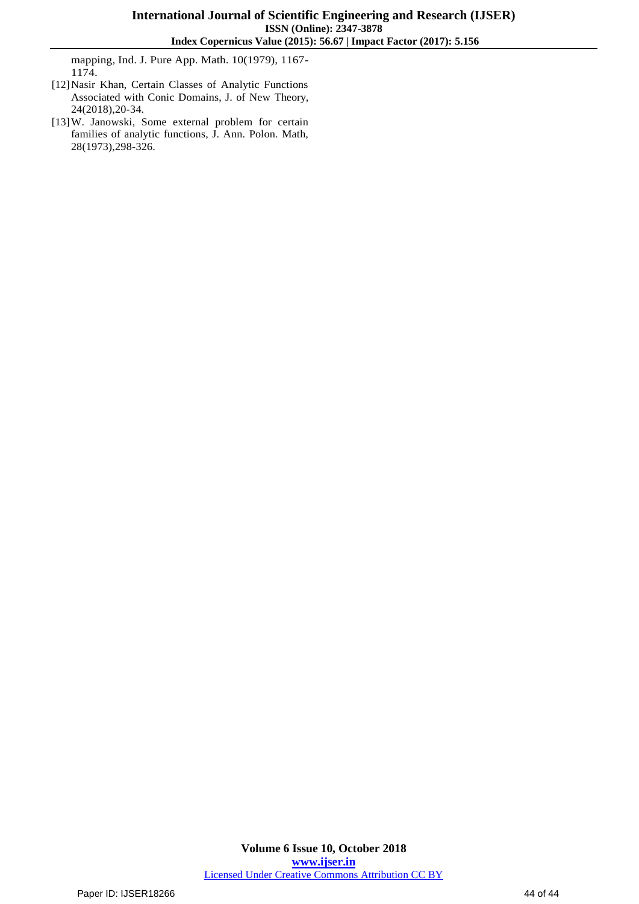mapping, Ind. J. Pure App. Math. 10(1979), 1167-1174.

[12] Nasir Khan, Certain Classes of Analytic Functions Associated with Conic Domains, J. of New Theory, 24(2018),20-34.

[13] W. Janowski, Some external problem for certain families of analytic functions, J. Ann. Polon. Math, 28(1973),298-326.